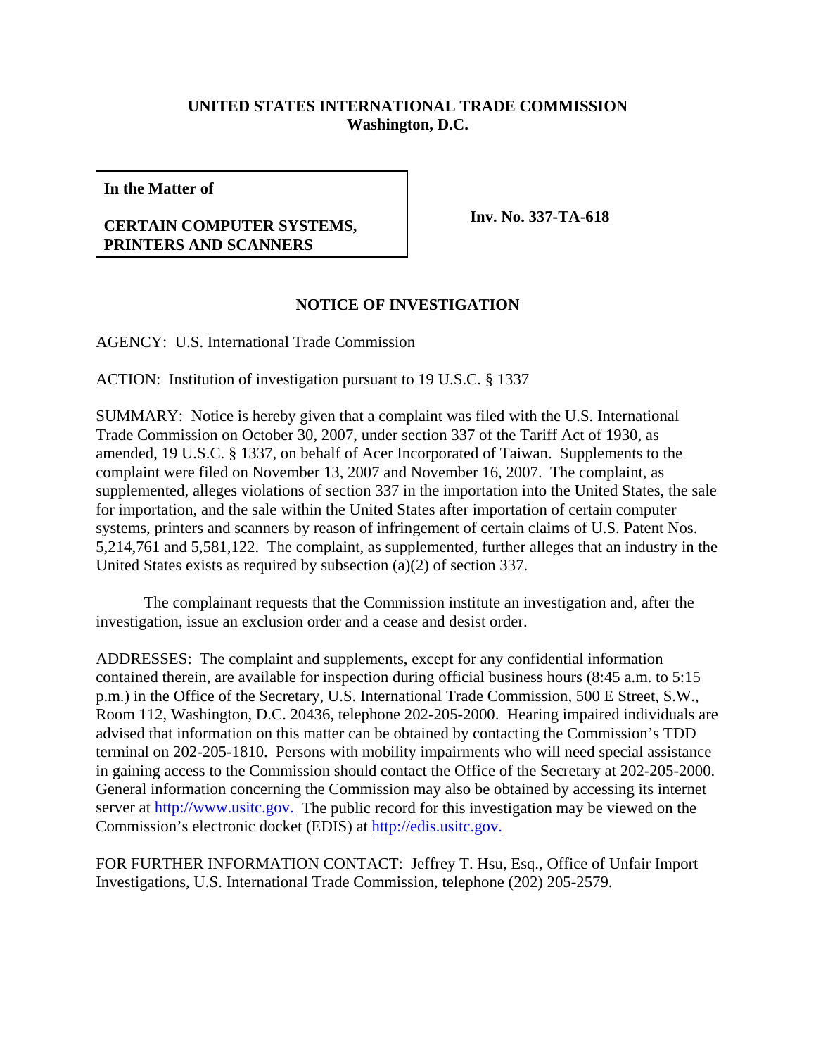**UNITED STATES INTERNATIONAL TRADE COMMISSION**
**Washington, D.C.**

| **In the Matter of** <br><br> **CERTAIN COMPUTER SYSTEMS, PRINTERS AND SCANNERS** | **Inv. No. 337-TA-618** |
|---|---|

## NOTICE OF INVESTIGATION

AGENCY: U.S. International Trade Commission

ACTION: Institution of investigation pursuant to 19 U.S.C. § 1337

SUMMARY: Notice is hereby given that a complaint was filed with the U.S. International Trade Commission on October 30, 2007, under section 337 of the Tariff Act of 1930, as amended, 19 U.S.C. § 1337, on behalf of Acer Incorporated of Taiwan. Supplements to the complaint were filed on November 13, 2007 and November 16, 2007. The complaint, as supplemented, alleges violations of section 337 in the importation into the United States, the sale for importation, and the sale within the United States after importation of certain computer systems, printers and scanners by reason of infringement of certain claims of U.S. Patent Nos. 5,214,761 and 5,581,122. The complaint, as supplemented, further alleges that an industry in the United States exists as required by subsection (a)(2) of section 337.

The complainant requests that the Commission institute an investigation and, after the investigation, issue an exclusion order and a cease and desist order.

ADDRESSES: The complaint and supplements, except for any confidential information contained therein, are available for inspection during official business hours (8:45 a.m. to 5:15 p.m.) in the Office of the Secretary, U.S. International Trade Commission, 500 E Street, S.W., Room 112, Washington, D.C. 20436, telephone 202-205-2000. Hearing impaired individuals are advised that information on this matter can be obtained by contacting the Commission's TDD terminal on 202-205-1810. Persons with mobility impairments who will need special assistance in gaining access to the Commission should contact the Office of the Secretary at 202-205-2000. General information concerning the Commission may also be obtained by accessing its internet server at http://www.usitc.gov. The public record for this investigation may be viewed on the Commission's electronic docket (EDIS) at http://edis.usitc.gov.

FOR FURTHER INFORMATION CONTACT: Jeffrey T. Hsu, Esq., Office of Unfair Import Investigations, U.S. International Trade Commission, telephone (202) 205-2579.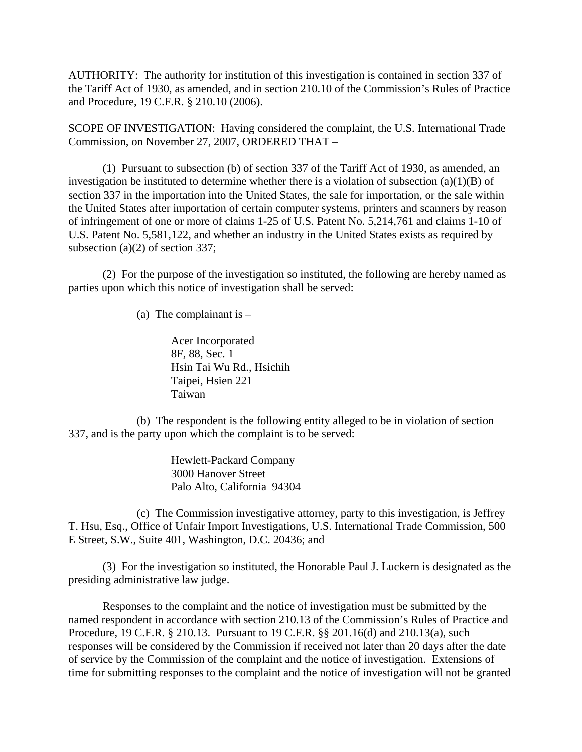AUTHORITY: The authority for institution of this investigation is contained in section 337 of the Tariff Act of 1930, as amended, and in section 210.10 of the Commission's Rules of Practice and Procedure, 19 C.F.R. § 210.10 (2006).

SCOPE OF INVESTIGATION: Having considered the complaint, the U.S. International Trade Commission, on November 27, 2007, ORDERED THAT –

(1) Pursuant to subsection (b) of section 337 of the Tariff Act of 1930, as amended, an investigation be instituted to determine whether there is a violation of subsection (a)(1)(B) of section 337 in the importation into the United States, the sale for importation, or the sale within the United States after importation of certain computer systems, printers and scanners by reason of infringement of one or more of claims 1-25 of U.S. Patent No. 5,214,761 and claims 1-10 of U.S. Patent No. 5,581,122, and whether an industry in the United States exists as required by subsection (a)(2) of section 337;

(2) For the purpose of the investigation so instituted, the following are hereby named as parties upon which this notice of investigation shall be served:

(a) The complainant is –

Acer Incorporated
8F, 88, Sec. 1
Hsin Tai Wu Rd., Hsichih
Taipei, Hsien 221
Taiwan

(b) The respondent is the following entity alleged to be in violation of section 337, and is the party upon which the complaint is to be served:

Hewlett-Packard Company
3000 Hanover Street
Palo Alto, California 94304

(c) The Commission investigative attorney, party to this investigation, is Jeffrey T. Hsu, Esq., Office of Unfair Import Investigations, U.S. International Trade Commission, 500 E Street, S.W., Suite 401, Washington, D.C. 20436; and

(3) For the investigation so instituted, the Honorable Paul J. Luckern is designated as the presiding administrative law judge.

Responses to the complaint and the notice of investigation must be submitted by the named respondent in accordance with section 210.13 of the Commission's Rules of Practice and Procedure, 19 C.F.R. § 210.13. Pursuant to 19 C.F.R. §§ 201.16(d) and 210.13(a), such responses will be considered by the Commission if received not later than 20 days after the date of service by the Commission of the complaint and the notice of investigation. Extensions of time for submitting responses to the complaint and the notice of investigation will not be granted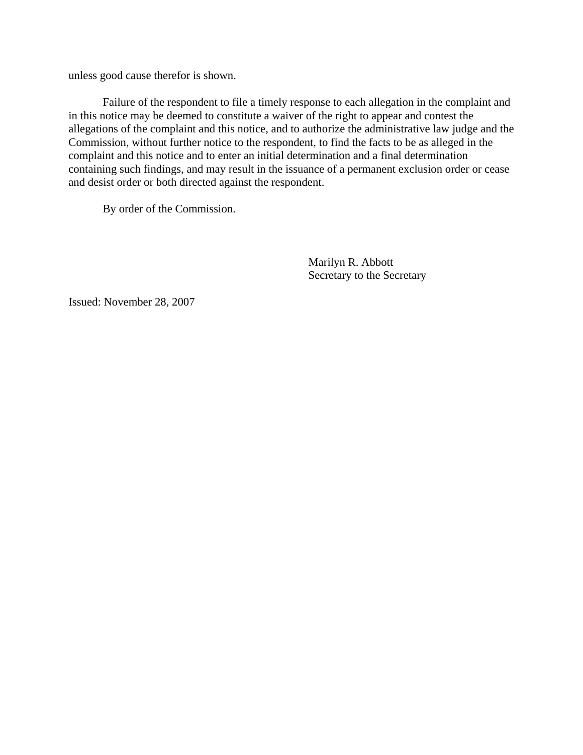unless good cause therefor is shown.

Failure of the respondent to file a timely response to each allegation in the complaint and in this notice may be deemed to constitute a waiver of the right to appear and contest the allegations of the complaint and this notice, and to authorize the administrative law judge and the Commission, without further notice to the respondent, to find the facts to be as alleged in the complaint and this notice and to enter an initial determination and a final determination containing such findings, and may result in the issuance of a permanent exclusion order or cease and desist order or both directed against the respondent.

By order of the Commission.

Marilyn R. Abbott
Secretary to the Secretary

Issued: November 28, 2007